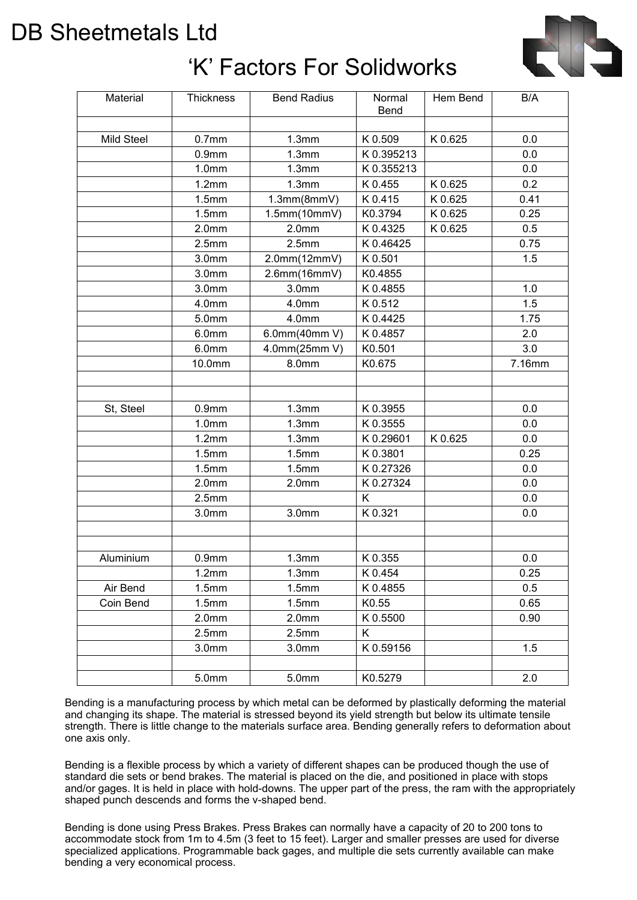# DB Sheetmetals Ltd

## 'K' Factors For Solidworks

| Material | Thickness | Bend Radius | Normal Bend | Hem Bend | B/A |
|---|---|---|---|---|---|
| | | | | | |
| Mild Steel | 0.7mm | 1.3mm | K 0.509 | K 0.625 | 0.0 |
| | 0.9mm | 1.3mm | K 0.395213 | | 0.0 |
| | 1.0mm | 1.3mm | K 0.355213 | | 0.0 |
| | 1.2mm | 1.3mm | K 0.455 | K 0.625 | 0.2 |
| | 1.5mm | 1.3mm(8mmV) | K 0.415 | K 0.625 | 0.41 |
| | 1.5mm | 1.5mm(10mmV) | K0.3794 | K 0.625 | 0.25 |
| | 2.0mm | 2.0mm | K 0.4325 | K 0.625 | 0.5 |
| | 2.5mm | 2.5mm | K 0.46425 | | 0.75 |
| | 3.0mm | 2.0mm(12mmV) | K 0.501 | | 1.5 |
| | 3.0mm | 2.6mm(16mmV) | K0.4855 | | |
| | 3.0mm | 3.0mm | K 0.4855 | | 1.0 |
| | 4.0mm | 4.0mm | K 0.512 | | 1.5 |
| | 5.0mm | 4.0mm | K 0.4425 | | 1.75 |
| | 6.0mm | 6.0mm(40mm V) | K 0.4857 | | 2.0 |
| | 6.0mm | 4.0mm(25mm V) | K0.501 | | 3.0 |
| | 10.0mm | 8.0mm | K0.675 | | 7.16mm |
| | | | | | |
| | | | | | |
| St, Steel | 0.9mm | 1.3mm | K 0.3955 | | 0.0 |
| | 1.0mm | 1.3mm | K 0.3555 | | 0.0 |
| | 1.2mm | 1.3mm | K 0.29601 | K 0.625 | 0.0 |
| | 1.5mm | 1.5mm | K 0.3801 | | 0.25 |
| | 1.5mm | 1.5mm | K 0.27326 | | 0.0 |
| | 2.0mm | 2.0mm | K 0.27324 | | 0.0 |
| | 2.5mm | | K | | 0.0 |
| | 3.0mm | 3.0mm | K 0.321 | | 0.0 |
| | | | | | |
| | | | | | |
| Aluminium | 0.9mm | 1.3mm | K 0.355 | | 0.0 |
| | 1.2mm | 1.3mm | K 0.454 | | 0.25 |
| Air Bend | 1.5mm | 1.5mm | K 0.4855 | | 0.5 |
| Coin Bend | 1.5mm | 1.5mm | K0.55 | | 0.65 |
| | 2.0mm | 2.0mm | K 0.5500 | | 0.90 |
| | 2.5mm | 2.5mm | K | | |
| | 3.0mm | 3.0mm | K 0.59156 | | 1.5 |
| | | | | | |
| | 5.0mm | 5.0mm | K0.5279 | | 2.0 |

Bending is a manufacturing process by which metal can be deformed by plastically deforming the material and changing its shape. The material is stressed beyond its yield strength but below its ultimate tensile strength. There is little change to the materials surface area. Bending generally refers to deformation about one axis only.

Bending is a flexible process by which a variety of different shapes can be produced though the use of standard die sets or bend brakes. The material is placed on the die, and positioned in place with stops and/or gages. It is held in place with hold-downs. The upper part of the press, the ram with the appropriately shaped punch descends and forms the v-shaped bend.

Bending is done using Press Brakes. Press Brakes can normally have a capacity of 20 to 200 tons to accommodate stock from 1m to 4.5m (3 feet to 15 feet). Larger and smaller presses are used for diverse specialized applications. Programmable back gages, and multiple die sets currently available can make bending a very economical process.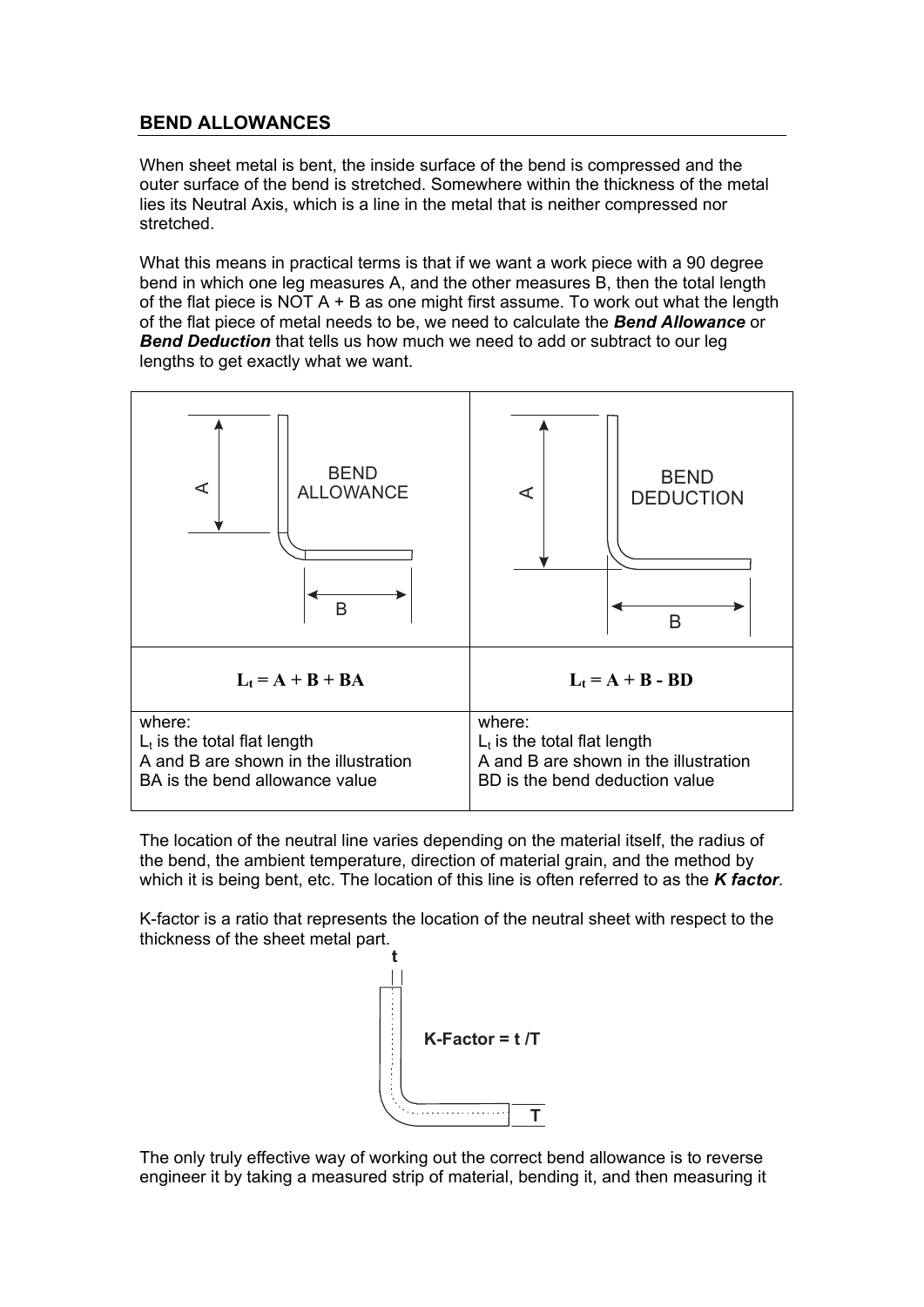## BEND ALLOWANCES

When sheet metal is bent, the inside surface of the bend is compressed and the outer surface of the bend is stretched. Somewhere within the thickness of the metal lies its Neutral Axis, which is a line in the metal that is neither compressed nor stretched.

What this means in practical terms is that if we want a work piece with a 90 degree bend in which one leg measures A, and the other measures B, then the total length of the flat piece is NOT A + B as one might first assume. To work out what the length of the flat piece of metal needs to be, we need to calculate the ***Bend Allowance*** or ***Bend Deduction*** that tells us how much we need to add or subtract to our leg lengths to get exactly what we want.

| BEND ALLOWANCE | BEND DEDUCTION |
| --- | --- |
| $L_t = A + B + BA$ | $L_t = A + B - BD$ |
| where:<br>$L_t$ is the total flat length<br>A and B are shown in the illustration<br>BA is the bend allowance value | where:<br>$L_t$ is the total flat length<br>A and B are shown in the illustration<br>BD is the bend deduction value |

The location of the neutral line varies depending on the material itself, the radius of the bend, the ambient temperature, direction of material grain, and the method by which it is being bent, etc. The location of this line is often referred to as the ***K factor***.

K-factor is a ratio that represents the location of the neutral sheet with respect to the thickness of the sheet metal part.

**K-Factor = t /T**

The only truly effective way of working out the correct bend allowance is to reverse engineer it by taking a measured strip of material, bending it, and then measuring it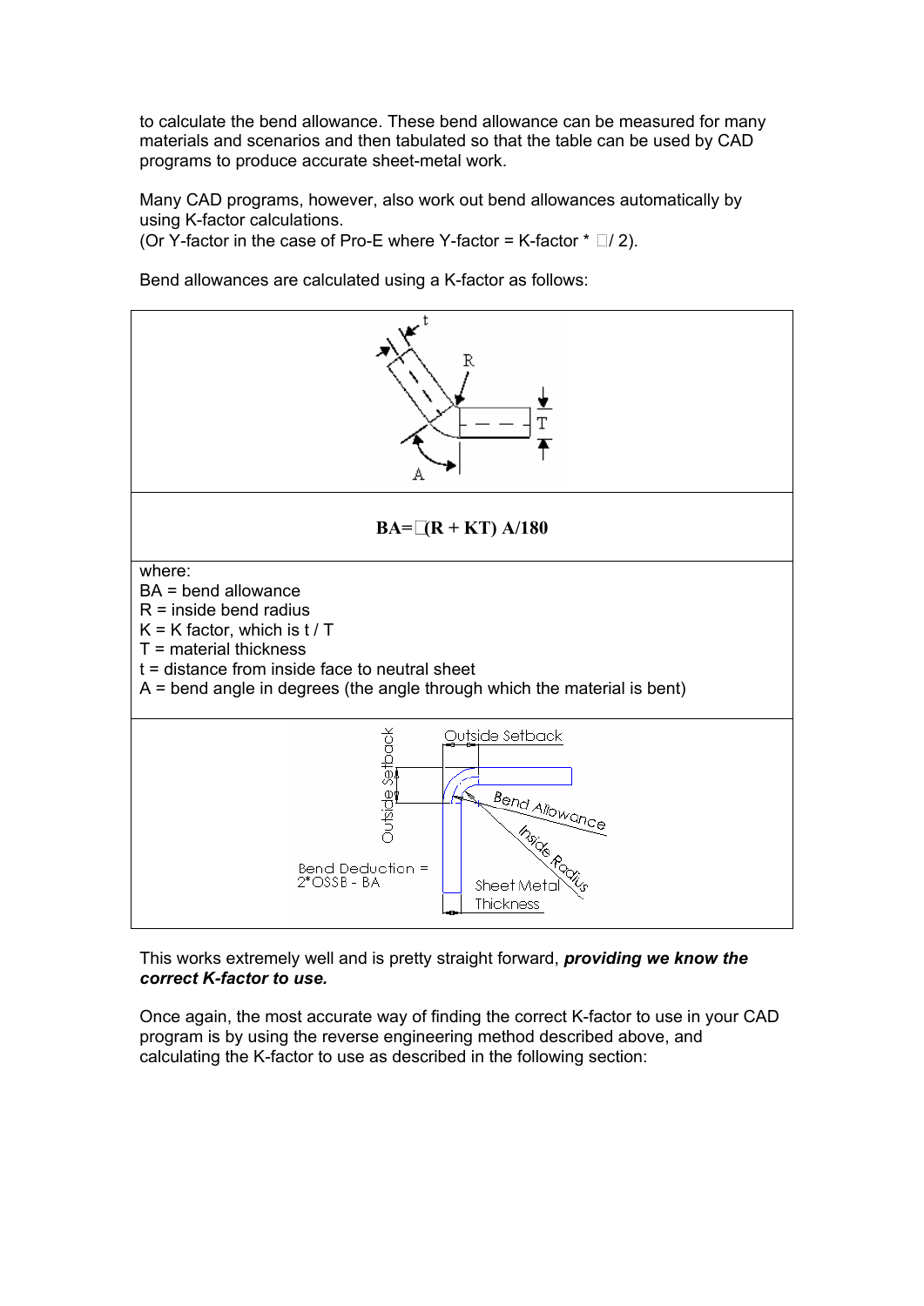to calculate the bend allowance. These bend allowance can be measured for many materials and scenarios and then tabulated so that the table can be used by CAD programs to produce accurate sheet-metal work.

Many CAD programs, however, also work out bend allowances automatically by using K-factor calculations.
(Or Y-factor in the case of Pro-E where Y-factor = K-factor * $\pi$/ 2).

Bend allowances are calculated using a K-factor as follows:

$$BA = \pi(R + KT)\ A/180$$

where:
BA = bend allowance
R = inside bend radius
K = K factor, which is t / T
T = material thickness
t = distance from inside face to neutral sheet
A = bend angle in degrees (the angle through which the material is bent)

This works extremely well and is pretty straight forward, ***providing we know the correct K-factor to use.***

Once again, the most accurate way of finding the correct K-factor to use in your CAD program is by using the reverse engineering method described above, and calculating the K-factor to use as described in the following section: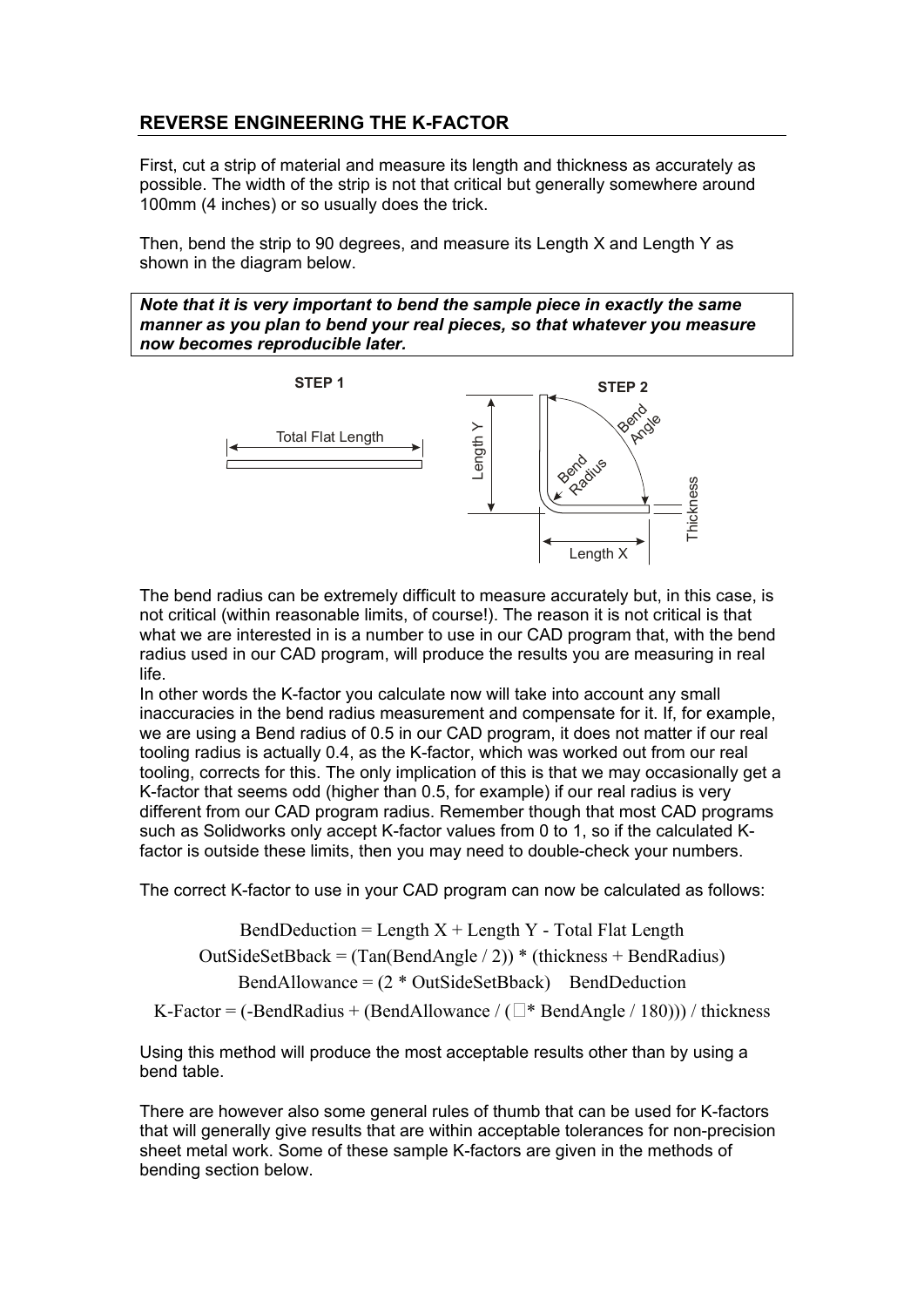## REVERSE ENGINEERING THE K-FACTOR

First, cut a strip of material and measure its length and thickness as accurately as possible. The width of the strip is not that critical but generally somewhere around 100mm (4 inches) or so usually does the trick.

Then, bend the strip to 90 degrees, and measure its Length X and Length Y as shown in the diagram below.

***Note that it is very important to bend the sample piece in exactly the same manner as you plan to bend your real pieces, so that whatever you measure now becomes reproducible later.***

STEP 1 — Total Flat Length

STEP 2 — Length Y, Length X, Bend Angle, Bend Radius, Thickness

The bend radius can be extremely difficult to measure accurately but, in this case, is not critical (within reasonable limits, of course!). The reason it is not critical is that what we are interested in is a number to use in our CAD program that, with the bend radius used in our CAD program, will produce the results you are measuring in real life.

In other words the K-factor you calculate now will take into account any small inaccuracies in the bend radius measurement and compensate for it. If, for example, we are using a Bend radius of 0.5 in our CAD program, it does not matter if our real tooling radius is actually 0.4, as the K-factor, which was worked out from our real tooling, corrects for this. The only implication of this is that we may occasionally get a K-factor that seems odd (higher than 0.5, for example) if our real radius is very different from our CAD program radius. Remember though that most CAD programs such as Solidworks only accept K-factor values from 0 to 1, so if the calculated K-factor is outside these limits, then you may need to double-check your numbers.

The correct K-factor to use in your CAD program can now be calculated as follows:

$$\text{BendDeduction} = \text{Length X} + \text{Length Y} - \text{Total Flat Length}$$

$$\text{OutSideSetBback} = (\text{Tan}(\text{BendAngle} / 2)) * (\text{thickness} + \text{BendRadius})$$

$$\text{BendAllowance} = (2 * \text{OutSideSetBback}) - \text{BendDeduction}$$

$$\text{K-Factor} = (-\text{BendRadius} + (\text{BendAllowance} / (\pi * \text{BendAngle} / 180))) / \text{thickness}$$

Using this method will produce the most acceptable results other than by using a bend table.

There are however also some general rules of thumb that can be used for K-factors that will generally give results that are within acceptable tolerances for non-precision sheet metal work. Some of these sample K-factors are given in the methods of bending section below.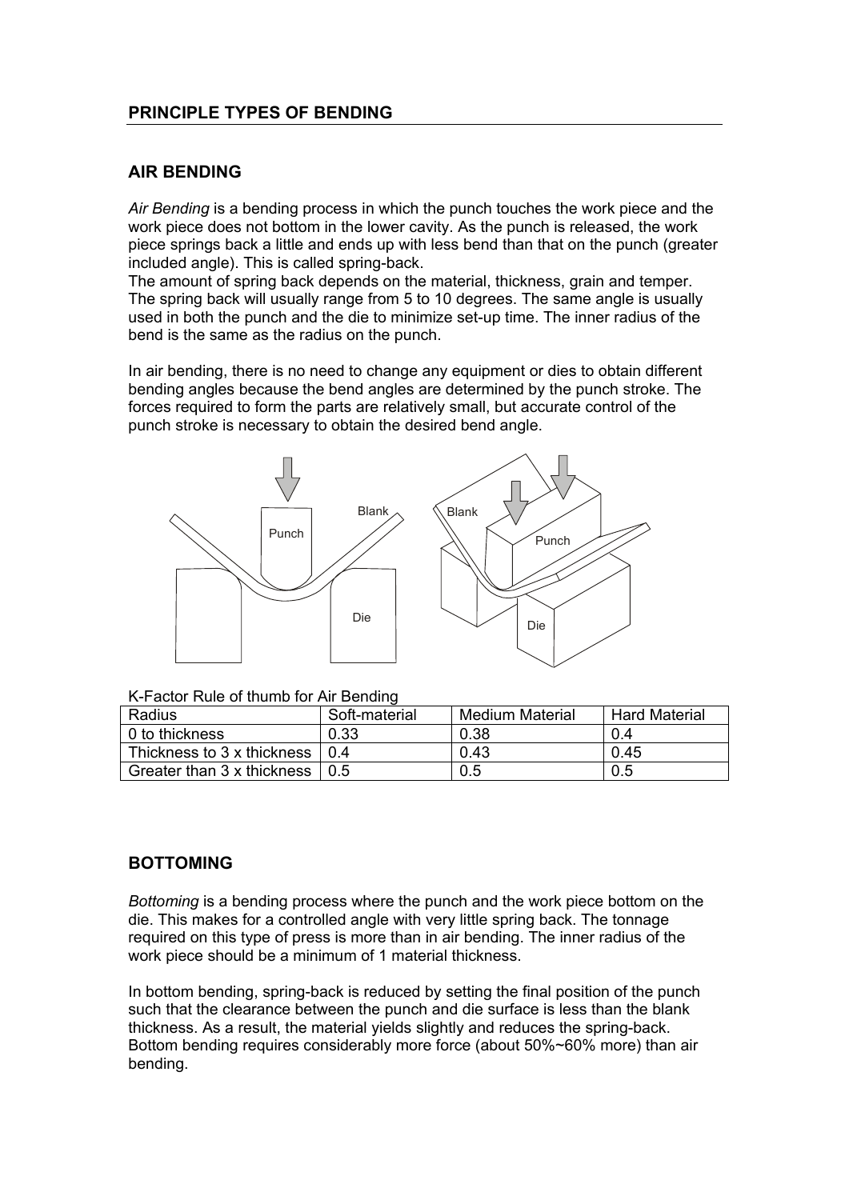## PRINCIPLE TYPES OF BENDING

### AIR BENDING

*Air Bending* is a bending process in which the punch touches the work piece and the work piece does not bottom in the lower cavity. As the punch is released, the work piece springs back a little and ends up with less bend than that on the punch (greater included angle). This is called spring-back.

The amount of spring back depends on the material, thickness, grain and temper. The spring back will usually range from 5 to 10 degrees. The same angle is usually used in both the punch and the die to minimize set-up time. The inner radius of the bend is the same as the radius on the punch.

In air bending, there is no need to change any equipment or dies to obtain different bending angles because the bend angles are determined by the punch stroke. The forces required to form the parts are relatively small, but accurate control of the punch stroke is necessary to obtain the desired bend angle.

K-Factor Rule of thumb for Air Bending

| Radius | Soft-material | Medium Material | Hard Material |
|---|---|---|---|
| 0 to thickness | 0.33 | 0.38 | 0.4 |
| Thickness to 3 x thickness | 0.4 | 0.43 | 0.45 |
| Greater than 3 x thickness | 0.5 | 0.5 | 0.5 |

### BOTTOMING

*Bottoming* is a bending process where the punch and the work piece bottom on the die. This makes for a controlled angle with very little spring back. The tonnage required on this type of press is more than in air bending. The inner radius of the work piece should be a minimum of 1 material thickness.

In bottom bending, spring-back is reduced by setting the final position of the punch such that the clearance between the punch and die surface is less than the blank thickness. As a result, the material yields slightly and reduces the spring-back. Bottom bending requires considerably more force (about 50%~60% more) than air bending.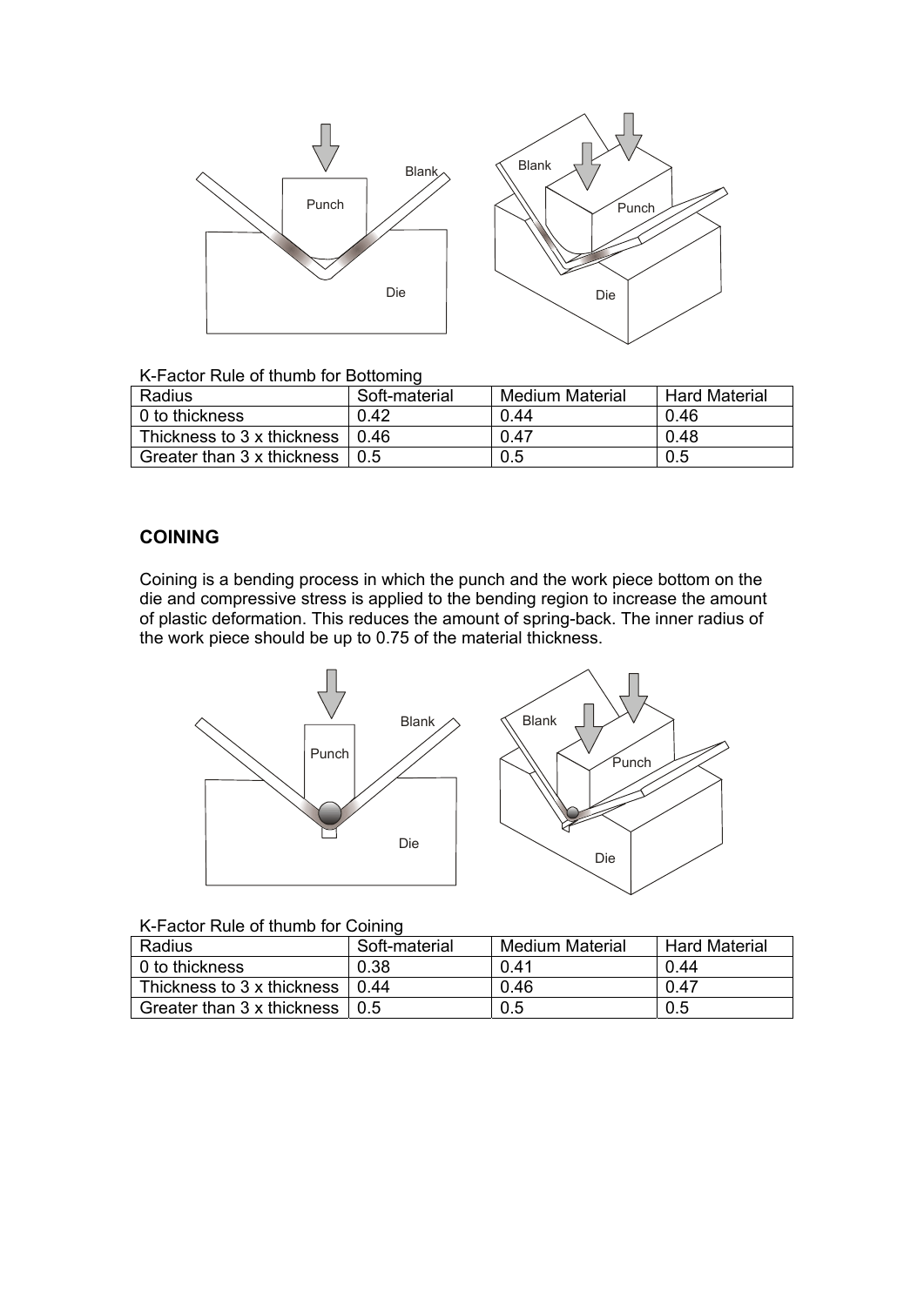K-Factor Rule of thumb for Bottoming

| Radius | Soft-material | Medium Material | Hard Material |
| --- | --- | --- | --- |
| 0 to thickness | 0.42 | 0.44 | 0.46 |
| Thickness to 3 x thickness | 0.46 | 0.47 | 0.48 |
| Greater than 3 x thickness | 0.5 | 0.5 | 0.5 |

## COINING

Coining is a bending process in which the punch and the work piece bottom on the die and compressive stress is applied to the bending region to increase the amount of plastic deformation. This reduces the amount of spring-back. The inner radius of the work piece should be up to 0.75 of the material thickness.

K-Factor Rule of thumb for Coining

| Radius | Soft-material | Medium Material | Hard Material |
| --- | --- | --- | --- |
| 0 to thickness | 0.38 | 0.41 | 0.44 |
| Thickness to 3 x thickness | 0.44 | 0.46 | 0.47 |
| Greater than 3 x thickness | 0.5 | 0.5 | 0.5 |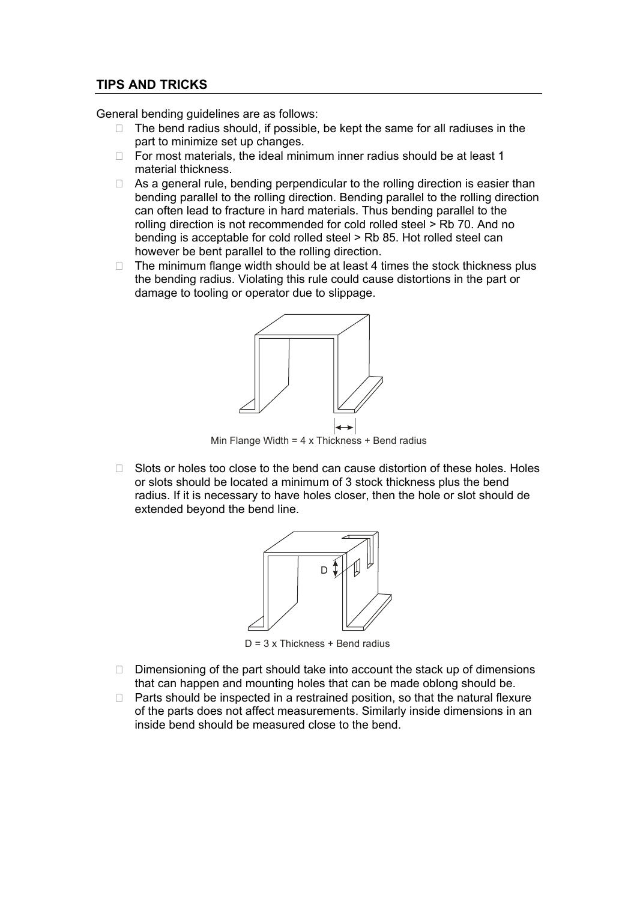## TIPS AND TRICKS

General bending guidelines are as follows:

- The bend radius should, if possible, be kept the same for all radiuses in the part to minimize set up changes.
- For most materials, the ideal minimum inner radius should be at least 1 material thickness.
- As a general rule, bending perpendicular to the rolling direction is easier than bending parallel to the rolling direction. Bending parallel to the rolling direction can often lead to fracture in hard materials. Thus bending parallel to the rolling direction is not recommended for cold rolled steel > Rb 70. And no bending is acceptable for cold rolled steel > Rb 85. Hot rolled steel can however be bent parallel to the rolling direction.
- The minimum flange width should be at least 4 times the stock thickness plus the bending radius. Violating this rule could cause distortions in the part or damage to tooling or operator due to slippage.

Min Flange Width = 4 x Thickness + Bend radius

- Slots or holes too close to the bend can cause distortion of these holes. Holes or slots should be located a minimum of 3 stock thickness plus the bend radius. If it is necessary to have holes closer, then the hole or slot should de extended beyond the bend line.

D = 3 x Thickness + Bend radius

- Dimensioning of the part should take into account the stack up of dimensions that can happen and mounting holes that can be made oblong should be.
- Parts should be inspected in a restrained position, so that the natural flexure of the parts does not affect measurements. Similarly inside dimensions in an inside bend should be measured close to the bend.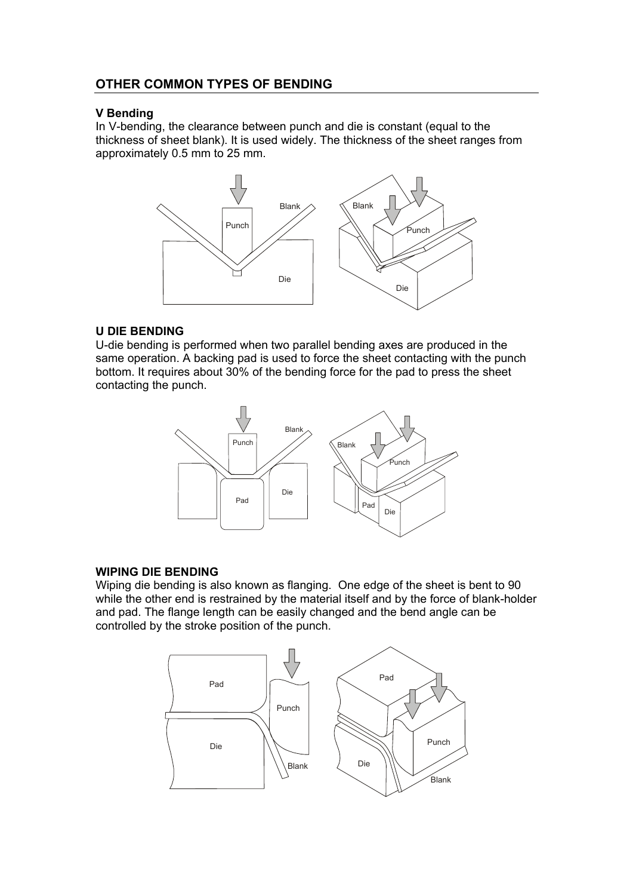## OTHER COMMON TYPES OF BENDING

### V Bending

In V-bending, the clearance between punch and die is constant (equal to the thickness of sheet blank). It is used widely. The thickness of the sheet ranges from approximately 0.5 mm to 25 mm.

### U DIE BENDING

U-die bending is performed when two parallel bending axes are produced in the same operation. A backing pad is used to force the sheet contacting with the punch bottom. It requires about 30% of the bending force for the pad to press the sheet contacting the punch.

### WIPING DIE BENDING

Wiping die bending is also known as flanging. One edge of the sheet is bent to 90 while the other end is restrained by the material itself and by the force of blank-holder and pad. The flange length can be easily changed and the bend angle can be controlled by the stroke position of the punch.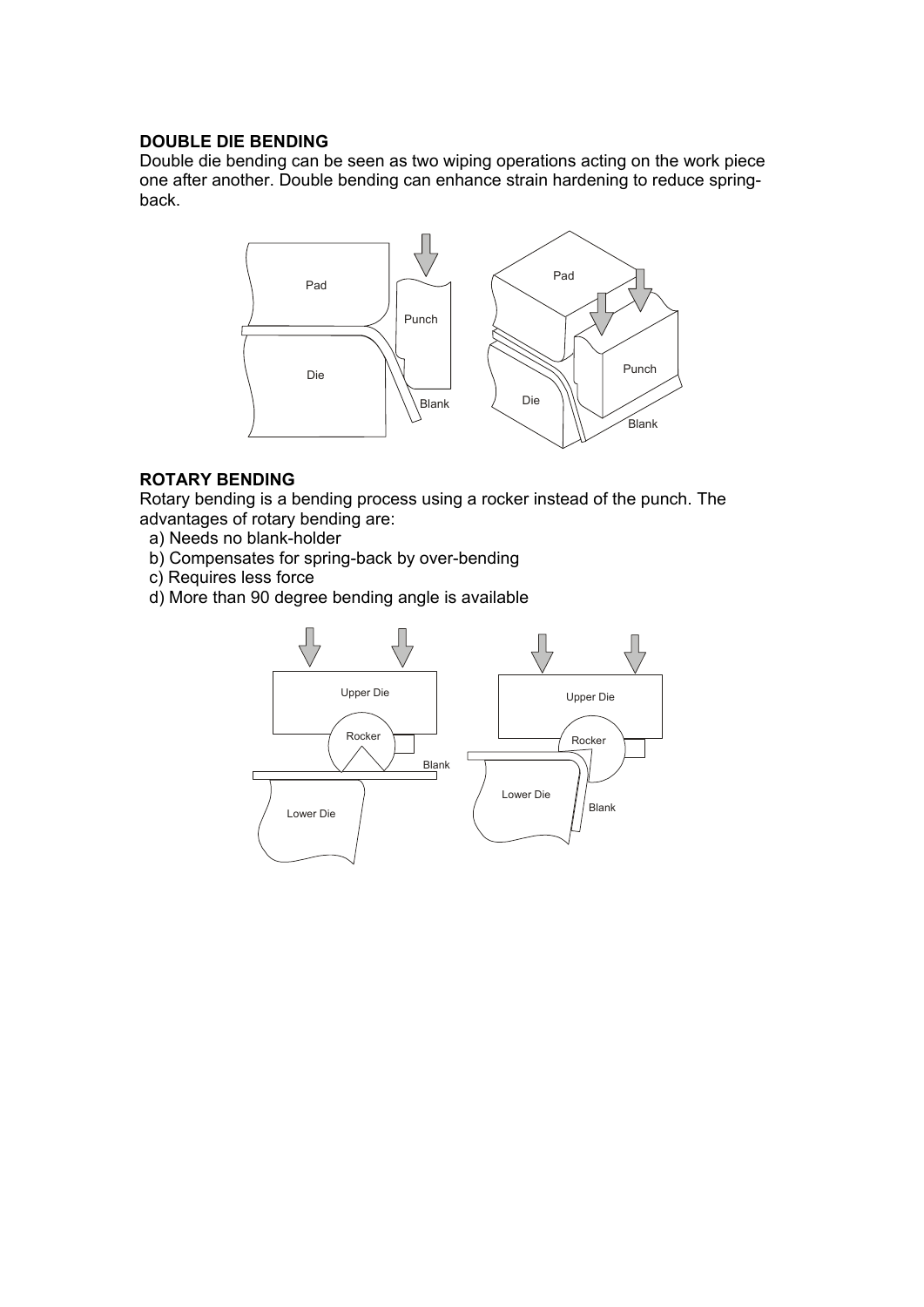### DOUBLE DIE BENDING

Double die bending can be seen as two wiping operations acting on the work piece one after another. Double bending can enhance strain hardening to reduce spring-back.

Pad
Punch
Die
Blank

Pad
Punch
Die
Blank

### ROTARY BENDING

Rotary bending is a bending process using a rocker instead of the punch. The advantages of rotary bending are:

a) Needs no blank-holder
b) Compensates for spring-back by over-bending
c) Requires less force
d) More than 90 degree bending angle is available

Upper Die
Rocker
Blank
Lower Die

Upper Die
Rocker
Lower Die
Blank